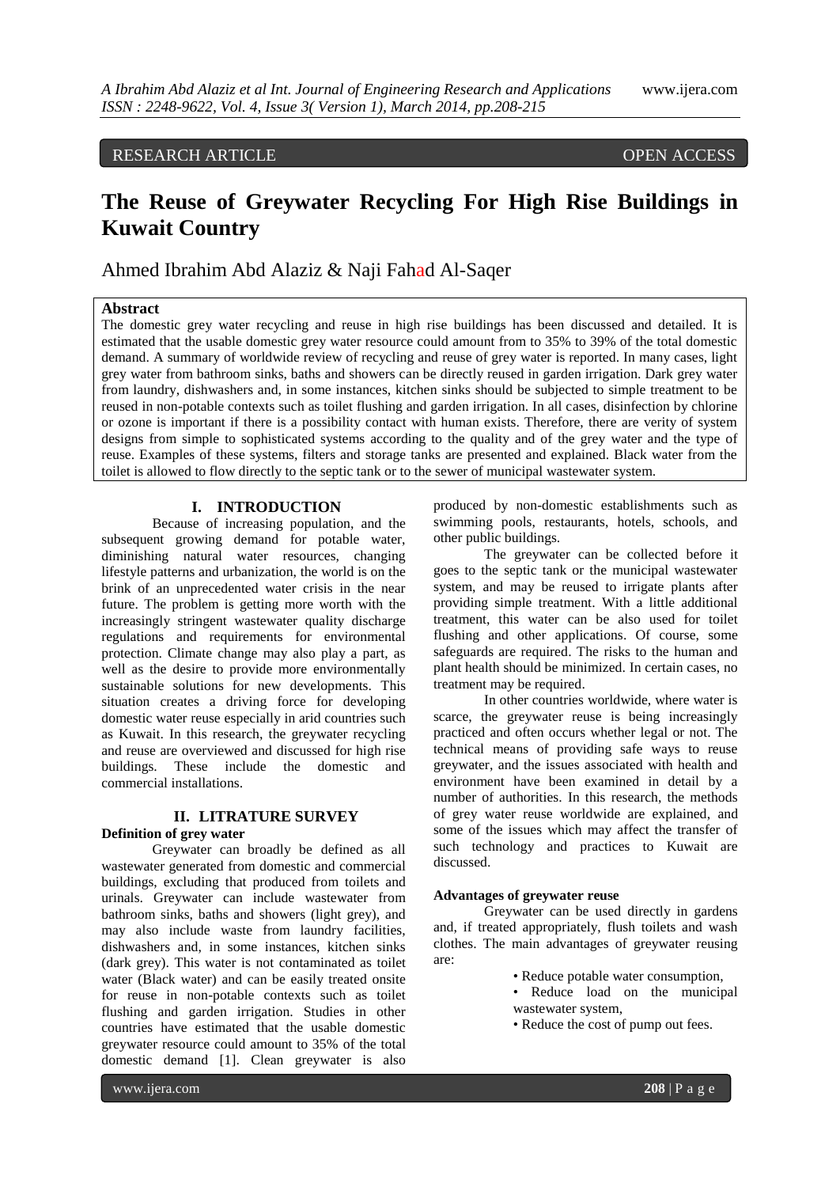RESEARCH ARTICLE OPEN ACCESS

# The Reuse of Greywater Recycling For High Rise Buildings in Kuwait Country

Ahmed Ibrahim Abd Alaziz & Naji Fahad Al-Saqer

## Abstract

The domestic grey water recycling and reuse in high rise buildings has been discussed and detailed. It is estimated that the usable domestic grey water resource could amount from to 35% to 39% of the total domestic demand. A summary of worldwide review of recycling and reuse of grey water is reported. In many cases, light grey water from bathroom sinks, baths and showers can be directly reused in garden irrigation. Dark grey water from laundry, dishwashers and, in some instances, kitchen sinks should be subjected to simple treatment to be reused in non-potable contexts such as toilet flushing and garden irrigation. In all cases, disinfection by chlorine or ozone is important if there is a possibility contact with human exists. Therefore, there are verity of system designs from simple to sophisticated systems according to the quality and of the grey water and the type of reuse. Examples of these systems, filters and storage tanks are presented and explained. Black water from the toilet is allowed to flow directly to the septic tank or to the sewer of municipal wastewater system.

## I. INTRODUCTION

Because of increasing population, and the subsequent growing demand for potable water, diminishing natural water resources, changing lifestyle patterns and urbanization, the world is on the brink of an unprecedented water crisis in the near future. The problem is getting more worth with the increasingly stringent wastewater quality discharge regulations and requirements for environmental protection. Climate change may also play a part, as well as the desire to provide more environmentally sustainable solutions for new developments. This situation creates a driving force for developing domestic water reuse especially in arid countries such as Kuwait. In this research, the greywater recycling and reuse are overviewed and discussed for high rise buildings. These include the domestic and commercial installations.

## II. LITRATURE SURVEY

### Definition of grey water

Greywater can broadly be defined as all wastewater generated from domestic and commercial buildings, excluding that produced from toilets and urinals. Greywater can include wastewater from bathroom sinks, baths and showers (light grey), and may also include waste from laundry facilities, dishwashers and, in some instances, kitchen sinks (dark grey). This water is not contaminated as toilet water (Black water) and can be easily treated onsite for reuse in non-potable contexts such as toilet flushing and garden irrigation. Studies in other countries have estimated that the usable domestic greywater resource could amount to 35% of the total domestic demand [1]. Clean greywater is also produced by non-domestic establishments such as swimming pools, restaurants, hotels, schools, and other public buildings.

The greywater can be collected before it goes to the septic tank or the municipal wastewater system, and may be reused to irrigate plants after providing simple treatment. With a little additional treatment, this water can be also used for toilet flushing and other applications. Of course, some safeguards are required. The risks to the human and plant health should be minimized. In certain cases, no treatment may be required.

In other countries worldwide, where water is scarce, the greywater reuse is being increasingly practiced and often occurs whether legal or not. The technical means of providing safe ways to reuse greywater, and the issues associated with health and environment have been examined in detail by a number of authorities. In this research, the methods of grey water reuse worldwide are explained, and some of the issues which may affect the transfer of such technology and practices to Kuwait are discussed.

### Advantages of greywater reuse

Greywater can be used directly in gardens and, if treated appropriately, flush toilets and wash clothes. The main advantages of greywater reusing are:

- Reduce potable water consumption,
- Reduce load on the municipal wastewater system,
- Reduce the cost of pump out fees.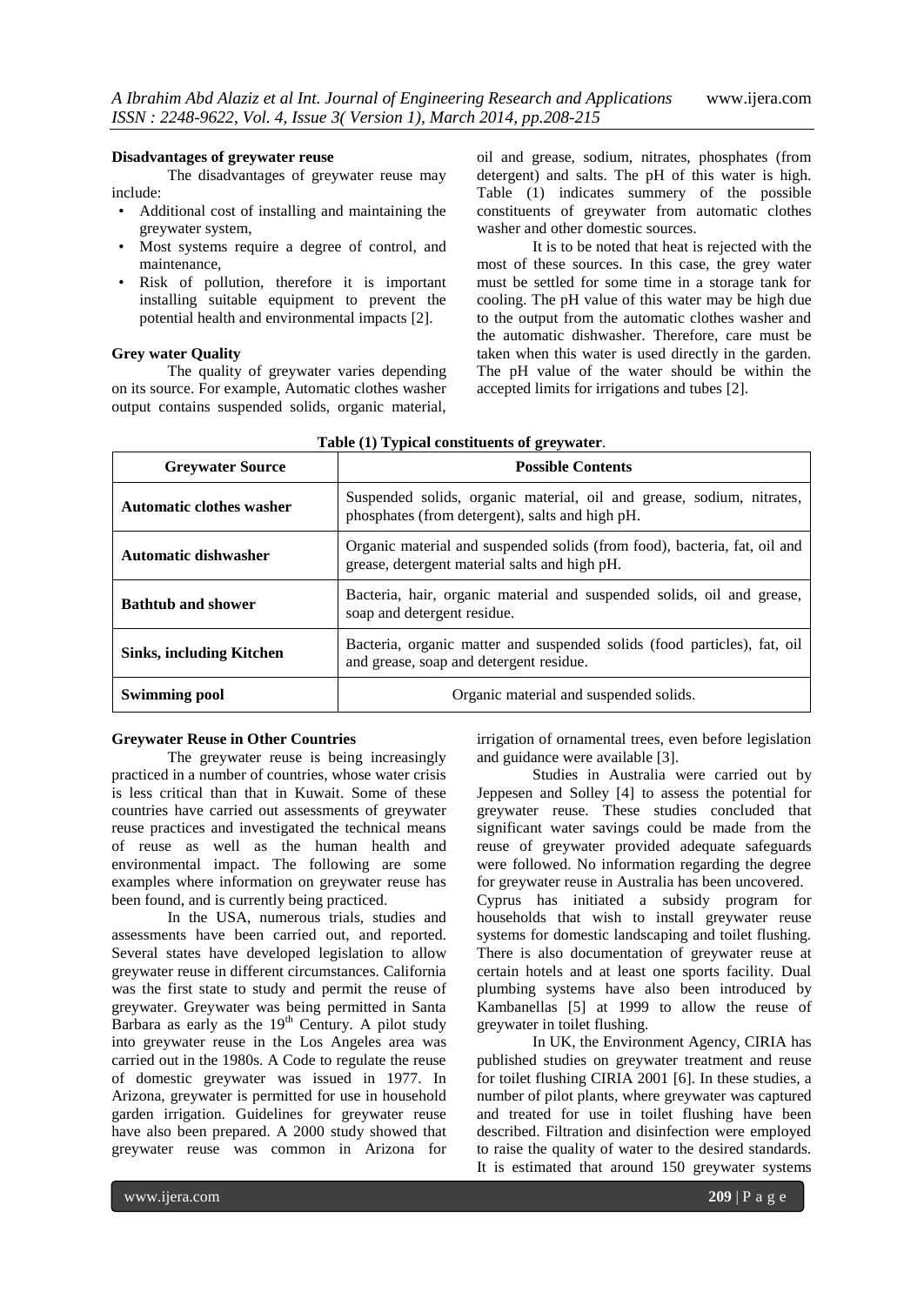**Disadvantages of greywater reuse**

The disadvantages of greywater reuse may include:

- Additional cost of installing and maintaining the greywater system,
- Most systems require a degree of control, and maintenance,
- Risk of pollution, therefore it is important installing suitable equipment to prevent the potential health and environmental impacts [2].

**Grey water Quality**

The quality of greywater varies depending on its source. For example, Automatic clothes washer output contains suspended solids, organic material, oil and grease, sodium, nitrates, phosphates (from detergent) and salts. The pH of this water is high. Table (1) indicates summery of the possible constituents of greywater from automatic clothes washer and other domestic sources.

It is to be noted that heat is rejected with the most of these sources. In this case, the grey water must be settled for some time in a storage tank for cooling. The pH value of this water may be high due to the output from the automatic clothes washer and the automatic dishwasher. Therefore, care must be taken when this water is used directly in the garden. The pH value of the water should be within the accepted limits for irrigations and tubes [2].

**Table (1) Typical constituents of greywater**.

| Greywater Source | Possible Contents |
|---|---|
| **Automatic clothes washer** | Suspended solids, organic material, oil and grease, sodium, nitrates, phosphates (from detergent), salts and high pH. |
| **Automatic dishwasher** | Organic material and suspended solids (from food), bacteria, fat, oil and grease, detergent material salts and high pH. |
| **Bathtub and shower** | Bacteria, hair, organic material and suspended solids, oil and grease, soap and detergent residue. |
| **Sinks, including Kitchen** | Bacteria, organic matter and suspended solids (food particles), fat, oil and grease, soap and detergent residue. |
| **Swimming pool** | Organic material and suspended solids. |

**Greywater Reuse in Other Countries**

The greywater reuse is being increasingly practiced in a number of countries, whose water crisis is less critical than that in Kuwait. Some of these countries have carried out assessments of greywater reuse practices and investigated the technical means of reuse as well as the human health and environmental impact. The following are some examples where information on greywater reuse has been found, and is currently being practiced.

In the USA, numerous trials, studies and assessments have been carried out, and reported. Several states have developed legislation to allow greywater reuse in different circumstances. California was the first state to study and permit the reuse of greywater. Greywater was being permitted in Santa Barbara as early as the 19th Century. A pilot study into greywater reuse in the Los Angeles area was carried out in the 1980s. A Code to regulate the reuse of domestic greywater was issued in 1977. In Arizona, greywater is permitted for use in household garden irrigation. Guidelines for greywater reuse have also been prepared. A 2000 study showed that greywater reuse was common in Arizona for irrigation of ornamental trees, even before legislation and guidance were available [3].

Studies in Australia were carried out by Jeppesen and Solley [4] to assess the potential for greywater reuse. These studies concluded that significant water savings could be made from the reuse of greywater provided adequate safeguards were followed. No information regarding the degree for greywater reuse in Australia has been uncovered.

Cyprus has initiated a subsidy program for households that wish to install greywater reuse systems for domestic landscaping and toilet flushing. There is also documentation of greywater reuse at certain hotels and at least one sports facility. Dual plumbing systems have also been introduced by Kambanellas [5] at 1999 to allow the reuse of greywater in toilet flushing.

In UK, the Environment Agency, CIRIA has published studies on greywater treatment and reuse for toilet flushing CIRIA 2001 [6]. In these studies, a number of pilot plants, where greywater was captured and treated for use in toilet flushing have been described. Filtration and disinfection were employed to raise the quality of water to the desired standards. It is estimated that around 150 greywater systems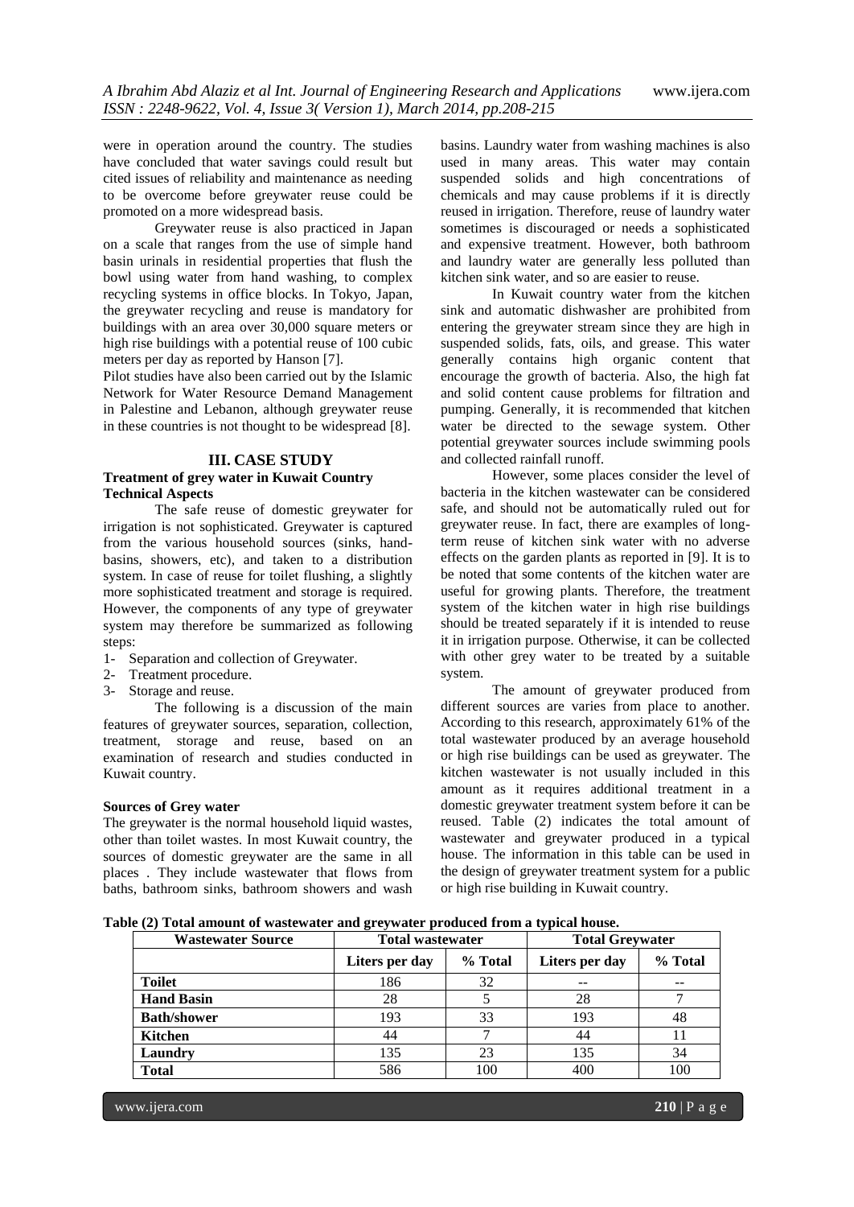were in operation around the country. The studies have concluded that water savings could result but cited issues of reliability and maintenance as needing to be overcome before greywater reuse could be promoted on a more widespread basis.

Greywater reuse is also practiced in Japan on a scale that ranges from the use of simple hand basin urinals in residential properties that flush the bowl using water from hand washing, to complex recycling systems in office blocks. In Tokyo, Japan, the greywater recycling and reuse is mandatory for buildings with an area over 30,000 square meters or high rise buildings with a potential reuse of 100 cubic meters per day as reported by Hanson [7].

Pilot studies have also been carried out by the Islamic Network for Water Resource Demand Management in Palestine and Lebanon, although greywater reuse in these countries is not thought to be widespread [8].

## III. CASE STUDY

### Treatment of grey water in Kuwait Country

### Technical Aspects

The safe reuse of domestic greywater for irrigation is not sophisticated. Greywater is captured from the various household sources (sinks, hand-basins, showers, etc), and taken to a distribution system. In case of reuse for toilet flushing, a slightly more sophisticated treatment and storage is required. However, the components of any type of greywater system may therefore be summarized as following steps:

1- Separation and collection of Greywater.
2- Treatment procedure.
3- Storage and reuse.

The following is a discussion of the main features of greywater sources, separation, collection, treatment, storage and reuse, based on an examination of research and studies conducted in Kuwait country.

### Sources of Grey water

The greywater is the normal household liquid wastes, other than toilet wastes. In most Kuwait country, the sources of domestic greywater are the same in all places . They include wastewater that flows from baths, bathroom sinks, bathroom showers and wash basins. Laundry water from washing machines is also used in many areas. This water may contain suspended solids and high concentrations of chemicals and may cause problems if it is directly reused in irrigation. Therefore, reuse of laundry water sometimes is discouraged or needs a sophisticated and expensive treatment. However, both bathroom and laundry water are generally less polluted than kitchen sink water, and so are easier to reuse.

In Kuwait country water from the kitchen sink and automatic dishwasher are prohibited from entering the greywater stream since they are high in suspended solids, fats, oils, and grease. This water generally contains high organic content that encourage the growth of bacteria. Also, the high fat and solid content cause problems for filtration and pumping. Generally, it is recommended that kitchen water be directed to the sewage system. Other potential greywater sources include swimming pools and collected rainfall runoff.

However, some places consider the level of bacteria in the kitchen wastewater can be considered safe, and should not be automatically ruled out for greywater reuse. In fact, there are examples of long-term reuse of kitchen sink water with no adverse effects on the garden plants as reported in [9]. It is to be noted that some contents of the kitchen water are useful for growing plants. Therefore, the treatment system of the kitchen water in high rise buildings should be treated separately if it is intended to reuse it in irrigation purpose. Otherwise, it can be collected with other grey water to be treated by a suitable system.

The amount of greywater produced from different sources are varies from place to another. According to this research, approximately 61% of the total wastewater produced by an average household or high rise buildings can be used as greywater. The kitchen wastewater is not usually included in this amount as it requires additional treatment in a domestic greywater treatment system before it can be reused. Table (2) indicates the total amount of wastewater and greywater produced in a typical house. The information in this table can be used in the design of greywater treatment system for a public or high rise building in Kuwait country.

**Table (2) Total amount of wastewater and greywater produced from a typical house.**

| Wastewater Source | Total wastewater | | Total Greywater | |
|---|---|---|---|---|
| | Liters per day | % Total | Liters per day | % Total |
| **Toilet** | 186 | 32 | -- | -- |
| **Hand Basin** | 28 | 5 | 28 | 7 |
| **Bath/shower** | 193 | 33 | 193 | 48 |
| **Kitchen** | 44 | 7 | 44 | 11 |
| **Laundry** | 135 | 23 | 135 | 34 |
| **Total** | 586 | 100 | 400 | 100 |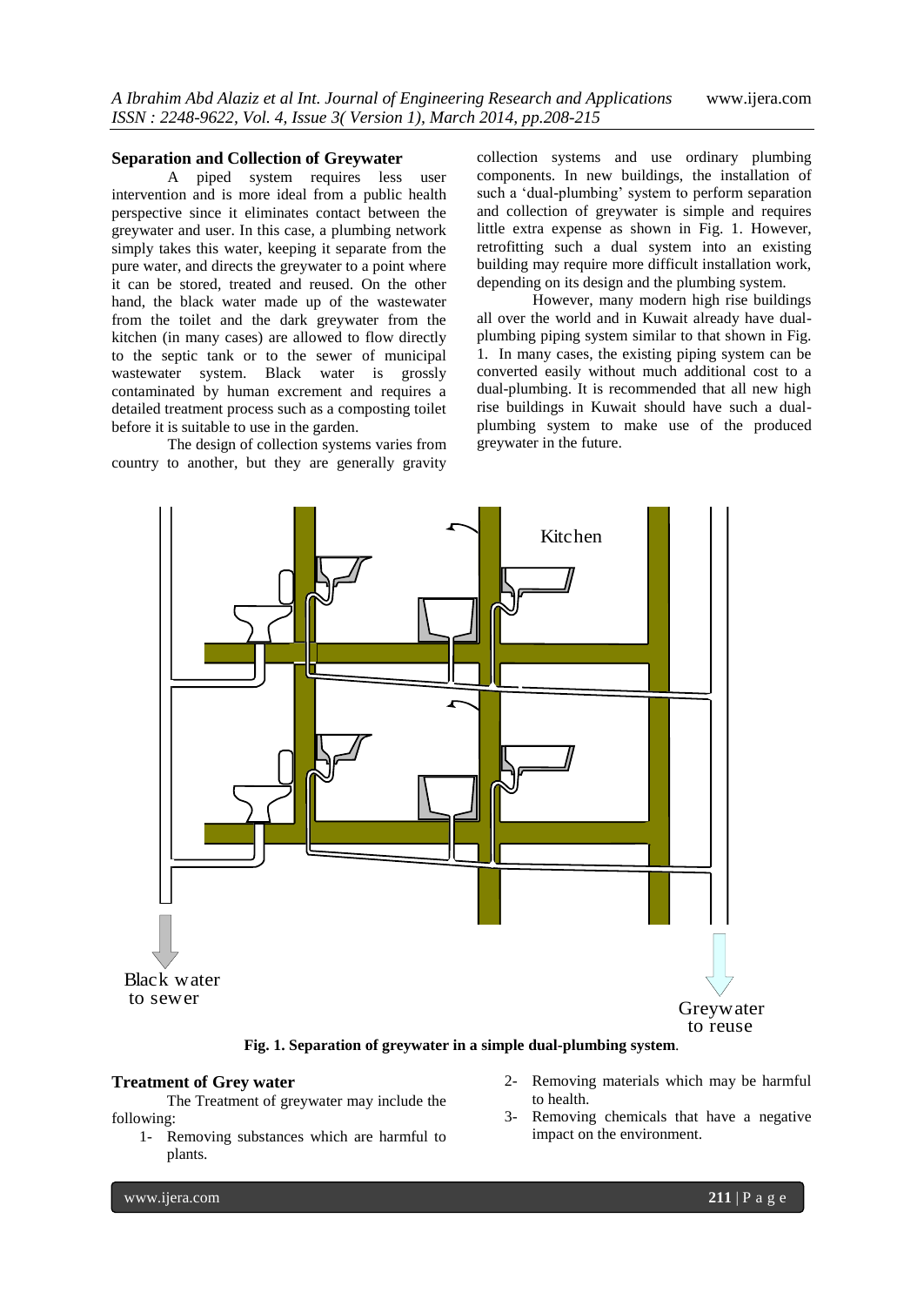## Separation and Collection of Greywater

A piped system requires less user intervention and is more ideal from a public health perspective since it eliminates contact between the greywater and user. In this case, a plumbing network simply takes this water, keeping it separate from the pure water, and directs the greywater to a point where it can be stored, treated and reused. On the other hand, the black water made up of the wastewater from the toilet and the dark greywater from the kitchen (in many cases) are allowed to flow directly to the septic tank or to the sewer of municipal wastewater system. Black water is grossly contaminated by human excrement and requires a detailed treatment process such as a composting toilet before it is suitable to use in the garden.

The design of collection systems varies from country to another, but they are generally gravity collection systems and use ordinary plumbing components. In new buildings, the installation of such a 'dual-plumbing' system to perform separation and collection of greywater is simple and requires little extra expense as shown in Fig. 1. However, retrofitting such a dual system into an existing building may require more difficult installation work, depending on its design and the plumbing system.

However, many modern high rise buildings all over the world and in Kuwait already have dual-plumbing piping system similar to that shown in Fig. 1. In many cases, the existing piping system can be converted easily without much additional cost to a dual-plumbing. It is recommended that all new high rise buildings in Kuwait should have such a dual-plumbing system to make use of the produced greywater in the future.

Kitchen

Black water to sewer

Greywater to reuse

**Fig. 1. Separation of greywater in a simple dual-plumbing system**.

## Treatment of Grey water

The Treatment of greywater may include the following:

1- Removing substances which are harmful to plants.
2- Removing materials which may be harmful to health.
3- Removing chemicals that have a negative impact on the environment.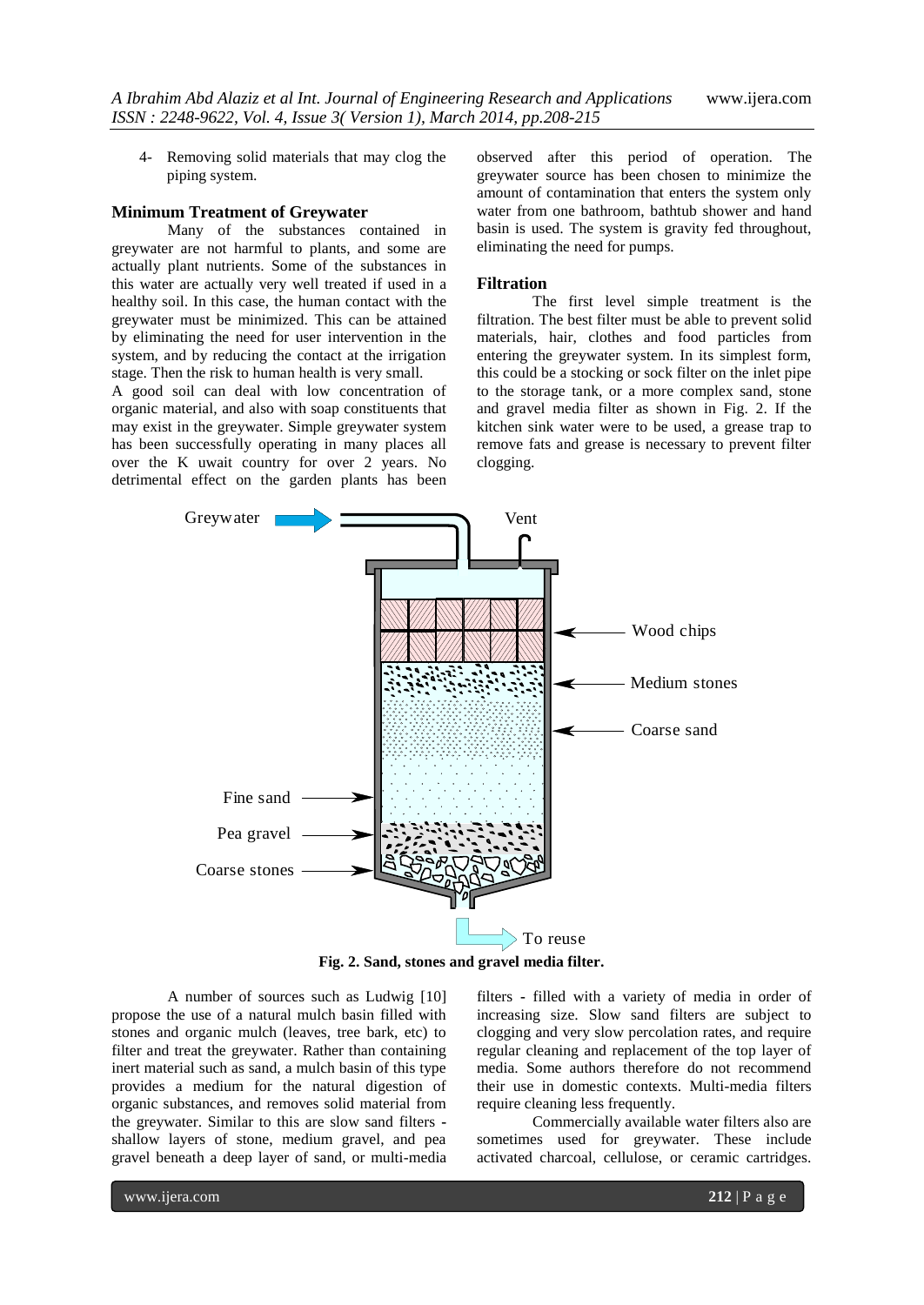4- Removing solid materials that may clog the piping system.

## Minimum Treatment of Greywater

Many of the substances contained in greywater are not harmful to plants, and some are actually plant nutrients. Some of the substances in this water are actually very well treated if used in a healthy soil. In this case, the human contact with the greywater must be minimized. This can be attained by eliminating the need for user intervention in the system, and by reducing the contact at the irrigation stage. Then the risk to human health is very small.

A good soil can deal with low concentration of organic material, and also with soap constituents that may exist in the greywater. Simple greywater system has been successfully operating in many places all over the K uwait country for over 2 years. No detrimental effect on the garden plants has been observed after this period of operation. The greywater source has been chosen to minimize the amount of contamination that enters the system only water from one bathroom, bathtub shower and hand basin is used. The system is gravity fed throughout, eliminating the need for pumps.

## Filtration

The first level simple treatment is the filtration. The best filter must be able to prevent solid materials, hair, clothes and food particles from entering the greywater system. In its simplest form, this could be a stocking or sock filter on the inlet pipe to the storage tank, or a more complex sand, stone and gravel media filter as shown in Fig. 2. If the kitchen sink water were to be used, a grease trap to remove fats and grease is necessary to prevent filter clogging.

**Fig. 2. Sand, stones and gravel media filter.**

A number of sources such as Ludwig [10] propose the use of a natural mulch basin filled with stones and organic mulch (leaves, tree bark, etc) to filter and treat the greywater. Rather than containing inert material such as sand, a mulch basin of this type provides a medium for the natural digestion of organic substances, and removes solid material from the greywater. Similar to this are slow sand filters - shallow layers of stone, medium gravel, and pea gravel beneath a deep layer of sand, or multi-media filters - filled with a variety of media in order of increasing size. Slow sand filters are subject to clogging and very slow percolation rates, and require regular cleaning and replacement of the top layer of media. Some authors therefore do not recommend their use in domestic contexts. Multi-media filters require cleaning less frequently.

Commercially available water filters also are sometimes used for greywater. These include activated charcoal, cellulose, or ceramic cartridges.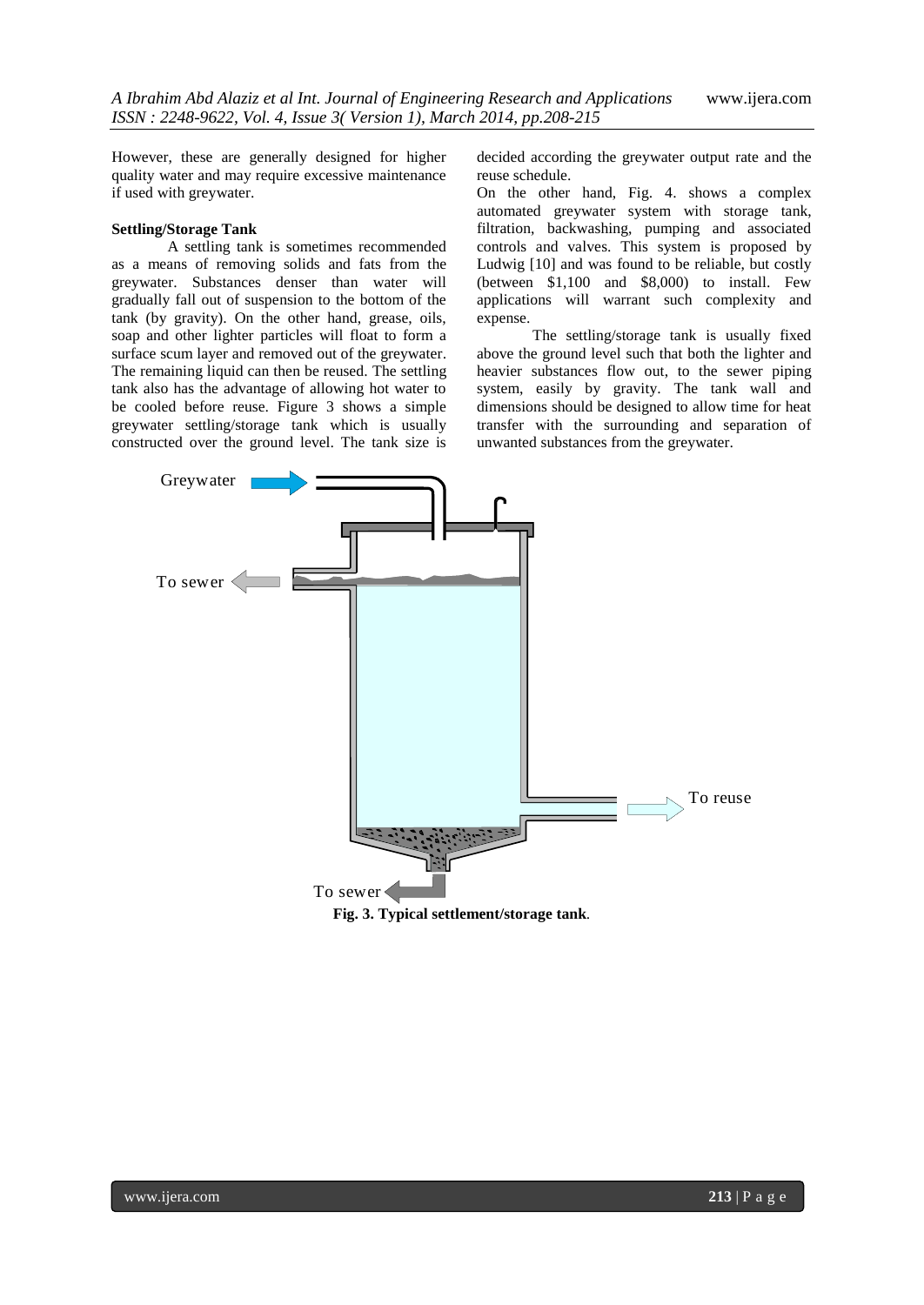However, these are generally designed for higher quality water and may require excessive maintenance if used with greywater.

**Settling/Storage Tank**

A settling tank is sometimes recommended as a means of removing solids and fats from the greywater. Substances denser than water will gradually fall out of suspension to the bottom of the tank (by gravity). On the other hand, grease, oils, soap and other lighter particles will float to form a surface scum layer and removed out of the greywater. The remaining liquid can then be reused. The settling tank also has the advantage of allowing hot water to be cooled before reuse. Figure 3 shows a simple greywater settling/storage tank which is usually constructed over the ground level. The tank size is decided according the greywater output rate and the reuse schedule.

On the other hand, Fig. 4. shows a complex automated greywater system with storage tank, filtration, backwashing, pumping and associated controls and valves. This system is proposed by Ludwig [10] and was found to be reliable, but costly (between \$1,100 and \$8,000) to install. Few applications will warrant such complexity and expense.

The settling/storage tank is usually fixed above the ground level such that both the lighter and heavier substances flow out, to the sewer piping system, easily by gravity. The tank wall and dimensions should be designed to allow time for heat transfer with the surrounding and separation of unwanted substances from the greywater.

Greywater

To sewer

To reuse

To sewer

**Fig. 3. Typical settlement/storage tank**.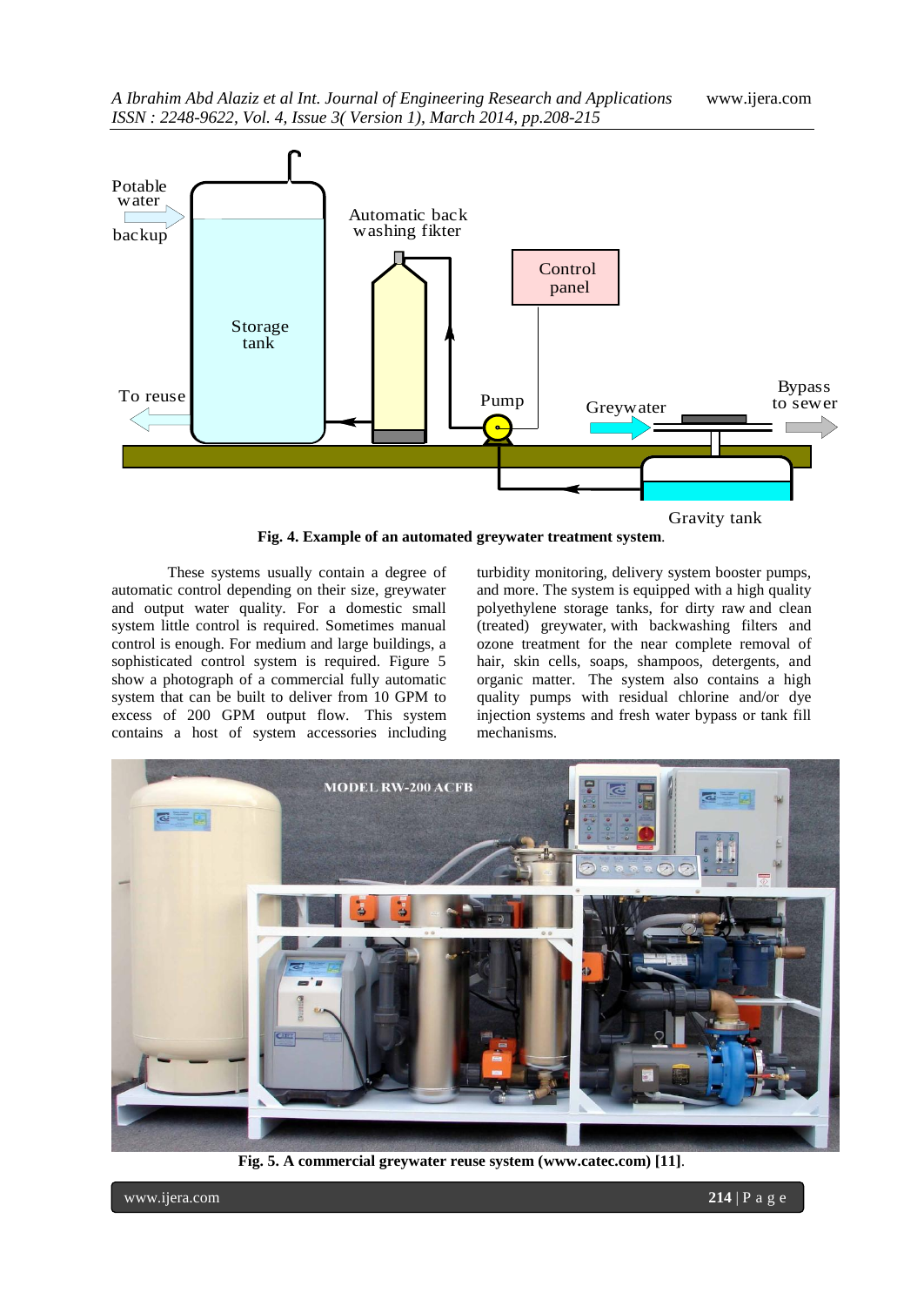Fig. 4. Example of an automated greywater treatment system.

These systems usually contain a degree of automatic control depending on their size, greywater and output water quality. For a domestic small system little control is required. Sometimes manual control is enough. For medium and large buildings, a sophisticated control system is required. Figure 5 show a photograph of a commercial fully automatic system that can be built to deliver from 10 GPM to excess of 200 GPM output flow. This system contains a host of system accessories including turbidity monitoring, delivery system booster pumps, and more. The system is equipped with a high quality polyethylene storage tanks, for dirty raw and clean (treated) greywater, with backwashing filters and ozone treatment for the near complete removal of hair, skin cells, soaps, shampoos, detergents, and organic matter. The system also contains a high quality pumps with residual chlorine and/or dye injection systems and fresh water bypass or tank fill mechanisms.

Fig. 5. A commercial greywater reuse system (www.catec.com) [11].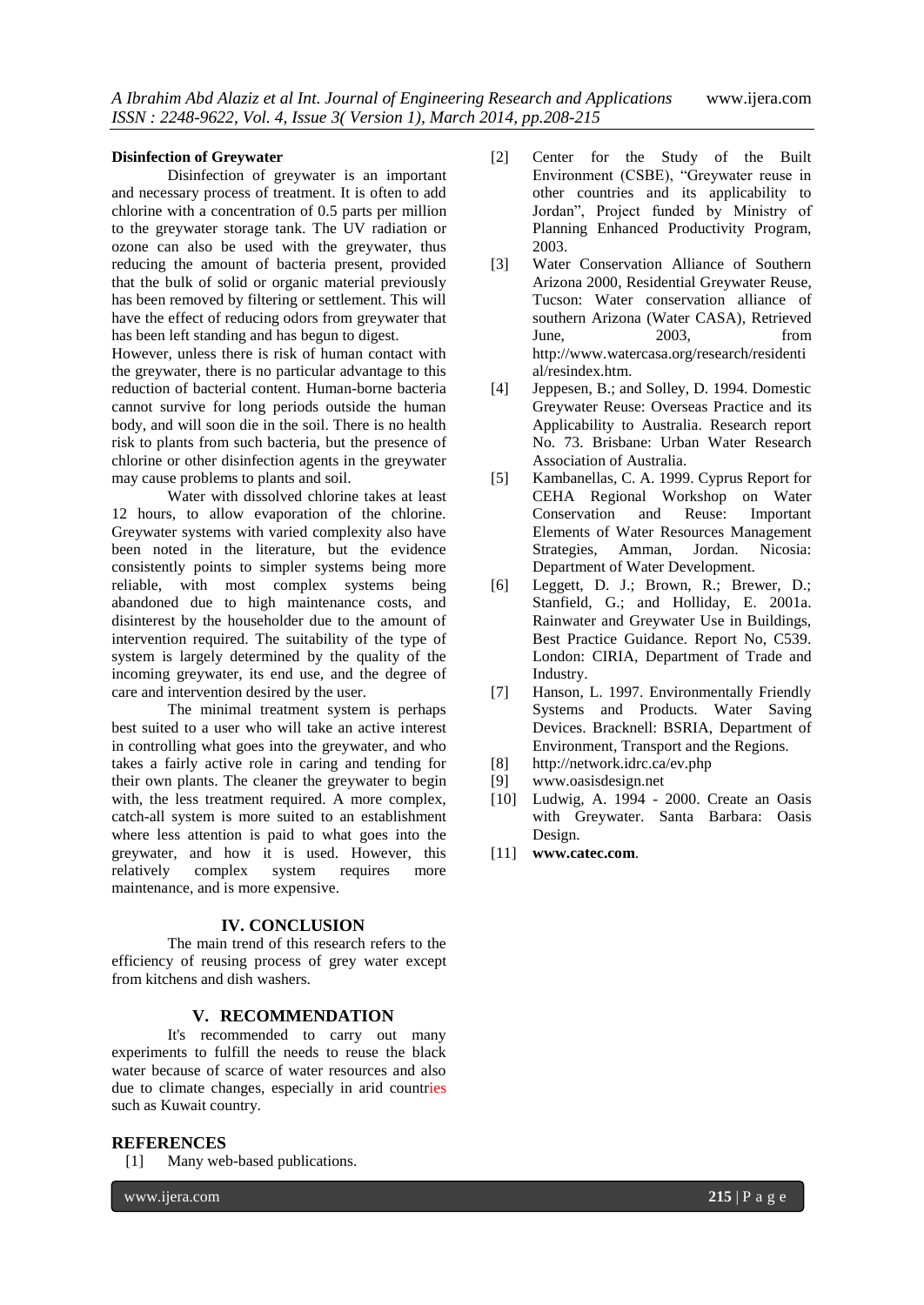**Disinfection of Greywater**

Disinfection of greywater is an important and necessary process of treatment. It is often to add chlorine with a concentration of 0.5 parts per million to the greywater storage tank. The UV radiation or ozone can also be used with the greywater, thus reducing the amount of bacteria present, provided that the bulk of solid or organic material previously has been removed by filtering or settlement. This will have the effect of reducing odors from greywater that has been left standing and has begun to digest.
However, unless there is risk of human contact with the greywater, there is no particular advantage to this reduction of bacterial content. Human-borne bacteria cannot survive for long periods outside the human body, and will soon die in the soil. There is no health risk to plants from such bacteria, but the presence of chlorine or other disinfection agents in the greywater may cause problems to plants and soil.

Water with dissolved chlorine takes at least 12 hours, to allow evaporation of the chlorine. Greywater systems with varied complexity also have been noted in the literature, but the evidence consistently points to simpler systems being more reliable, with most complex systems being abandoned due to high maintenance costs, and disinterest by the householder due to the amount of intervention required. The suitability of the type of system is largely determined by the quality of the incoming greywater, its end use, and the degree of care and intervention desired by the user.

The minimal treatment system is perhaps best suited to a user who will take an active interest in controlling what goes into the greywater, and who takes a fairly active role in caring and tending for their own plants. The cleaner the greywater to begin with, the less treatment required. A more complex, catch-all system is more suited to an establishment where less attention is paid to what goes into the greywater, and how it is used. However, this relatively complex system requires more maintenance, and is more expensive.

## IV. CONCLUSION

The main trend of this research refers to the efficiency of reusing process of grey water except from kitchens and dish washers.

## V. RECOMMENDATION

It's recommended to carry out many experiments to fulfill the needs to reuse the black water because of scarce of water resources and also due to climate changes, especially in arid countries such as Kuwait country.

## REFERENCES

[1] Many web-based publications.

[2] Center for the Study of the Built Environment (CSBE), "Greywater reuse in other countries and its applicability to Jordan", Project funded by Ministry of Planning Enhanced Productivity Program, 2003.

[3] Water Conservation Alliance of Southern Arizona 2000, Residential Greywater Reuse, Tucson: Water conservation alliance of southern Arizona (Water CASA), Retrieved June, 2003, from http://www.watercasa.org/research/residential/resindex.htm.

[4] Jeppesen, B.; and Solley, D. 1994. Domestic Greywater Reuse: Overseas Practice and its Applicability to Australia. Research report No. 73. Brisbane: Urban Water Research Association of Australia.

[5] Kambanellas, C. A. 1999. Cyprus Report for CEHA Regional Workshop on Water Conservation and Reuse: Important Elements of Water Resources Management Strategies, Amman, Jordan. Nicosia: Department of Water Development.

[6] Leggett, D. J.; Brown, R.; Brewer, D.; Stanfield, G.; and Holliday, E. 2001a. Rainwater and Greywater Use in Buildings, Best Practice Guidance. Report No, C539. London: CIRIA, Department of Trade and Industry.

[7] Hanson, L. 1997. Environmentally Friendly Systems and Products. Water Saving Devices. Bracknell: BSRIA, Department of Environment, Transport and the Regions.

[8] http://network.idrc.ca/ev.php

[9] www.oasisdesign.net

[10] Ludwig, A. 1994 - 2000. Create an Oasis with Greywater. Santa Barbara: Oasis Design.

[11] **www.catec.com**.